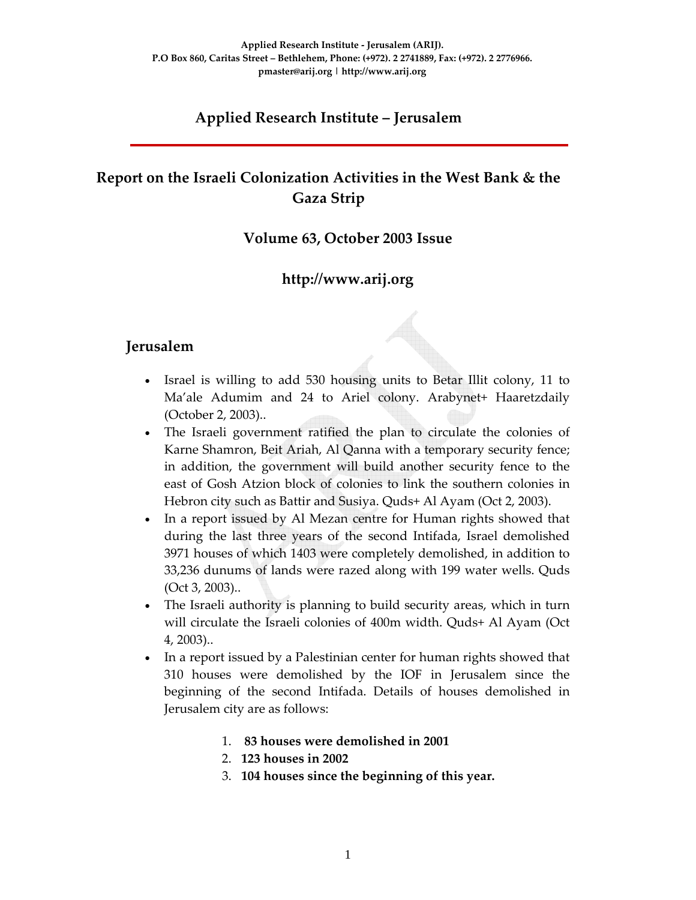Applied Research Institute - Jerusalem (ARIJ).
P.O Box 860, Caritas Street – Bethlehem, Phone: (+972). 2 2741889, Fax: (+972). 2 2776966.
pmaster@arij.org | http://www.arij.org

# Applied Research Institute – Jerusalem

# Report on the Israeli Colonization Activities in the West Bank & the Gaza Strip

## Volume 63, October 2003 Issue

## http://www.arij.org

## Jerusalem

- Israel is willing to add 530 housing units to Betar Illit colony, 11 to Ma'ale Adumim and 24 to Ariel colony. Arabynet+ Haaretzdaily (October 2, 2003)..
- The Israeli government ratified the plan to circulate the colonies of Karne Shamron, Beit Ariah, Al Qanna with a temporary security fence; in addition, the government will build another security fence to the east of Gosh Atzion block of colonies to link the southern colonies in Hebron city such as Battir and Susiya. Quds+ Al Ayam (Oct 2, 2003).
- In a report issued by Al Mezan centre for Human rights showed that during the last three years of the second Intifada, Israel demolished 3971 houses of which 1403 were completely demolished, in addition to 33,236 dunums of lands were razed along with 199 water wells. Quds (Oct 3, 2003)..
- The Israeli authority is planning to build security areas, which in turn will circulate the Israeli colonies of 400m width. Quds+ Al Ayam (Oct 4, 2003)..
- In a report issued by a Palestinian center for human rights showed that 310 houses were demolished by the IOF in Jerusalem since the beginning of the second Intifada. Details of houses demolished in Jerusalem city are as follows:

    1. **83 houses were demolished in 2001**
    2. **123 houses in 2002**
    3. **104 houses since the beginning of this year.**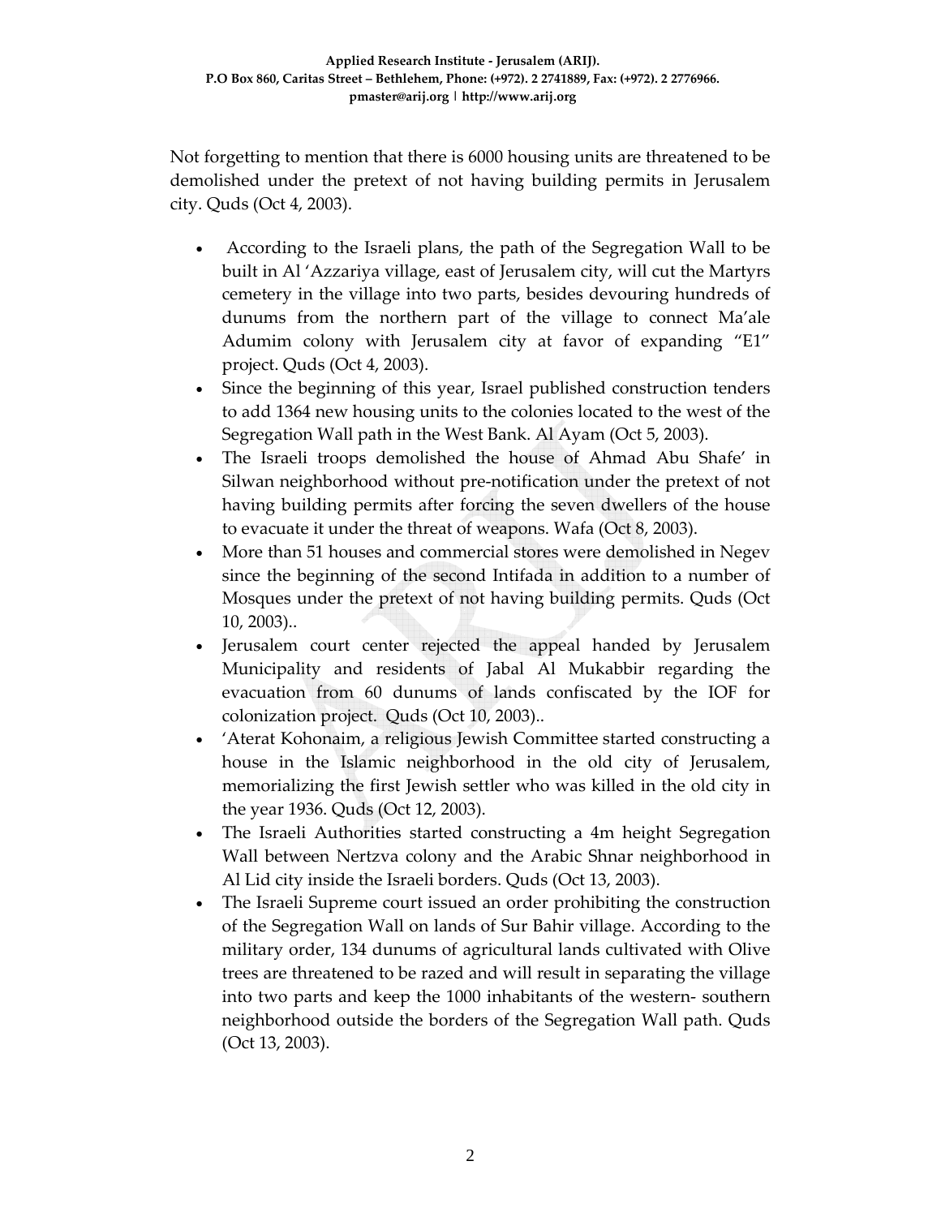Not forgetting to mention that there is 6000 housing units are threatened to be demolished under the pretext of not having building permits in Jerusalem city. Quds (Oct 4, 2003).

- According to the Israeli plans, the path of the Segregation Wall to be built in Al 'Azzariya village, east of Jerusalem city, will cut the Martyrs cemetery in the village into two parts, besides devouring hundreds of dunums from the northern part of the village to connect Ma'ale Adumim colony with Jerusalem city at favor of expanding "E1" project. Quds (Oct 4, 2003).
- Since the beginning of this year, Israel published construction tenders to add 1364 new housing units to the colonies located to the west of the Segregation Wall path in the West Bank. Al Ayam (Oct 5, 2003).
- The Israeli troops demolished the house of Ahmad Abu Shafe' in Silwan neighborhood without pre-notification under the pretext of not having building permits after forcing the seven dwellers of the house to evacuate it under the threat of weapons. Wafa (Oct 8, 2003).
- More than 51 houses and commercial stores were demolished in Negev since the beginning of the second Intifada in addition to a number of Mosques under the pretext of not having building permits. Quds (Oct 10, 2003)..
- Jerusalem court center rejected the appeal handed by Jerusalem Municipality and residents of Jabal Al Mukabbir regarding the evacuation from 60 dunums of lands confiscated by the IOF for colonization project. Quds (Oct 10, 2003)..
- 'Aterat Kohonaim, a religious Jewish Committee started constructing a house in the Islamic neighborhood in the old city of Jerusalem, memorializing the first Jewish settler who was killed in the old city in the year 1936. Quds (Oct 12, 2003).
- The Israeli Authorities started constructing a 4m height Segregation Wall between Nertzva colony and the Arabic Shnar neighborhood in Al Lid city inside the Israeli borders. Quds (Oct 13, 2003).
- The Israeli Supreme court issued an order prohibiting the construction of the Segregation Wall on lands of Sur Bahir village. According to the military order, 134 dunums of agricultural lands cultivated with Olive trees are threatened to be razed and will result in separating the village into two parts and keep the 1000 inhabitants of the western- southern neighborhood outside the borders of the Segregation Wall path. Quds (Oct 13, 2003).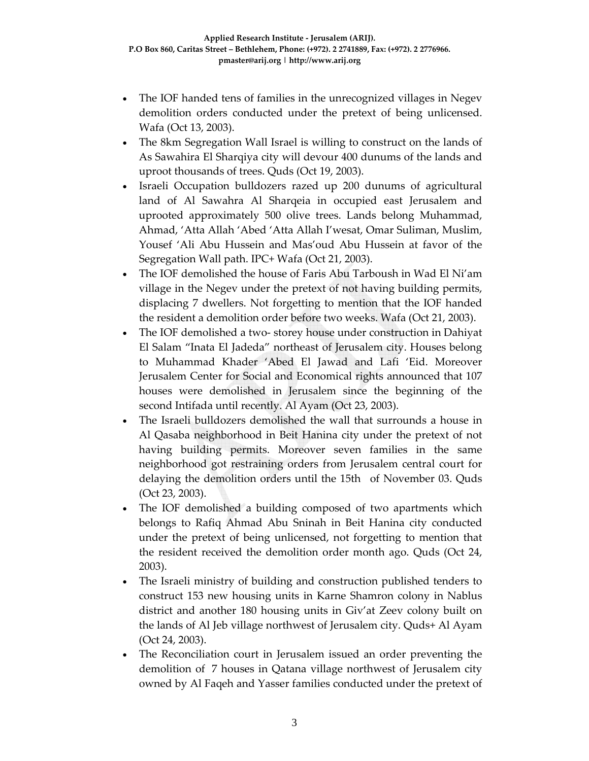- The IOF handed tens of families in the unrecognized villages in Negev demolition orders conducted under the pretext of being unlicensed. Wafa (Oct 13, 2003).
- The 8km Segregation Wall Israel is willing to construct on the lands of As Sawahira El Sharqiya city will devour 400 dunums of the lands and uproot thousands of trees. Quds (Oct 19, 2003).
- Israeli Occupation bulldozers razed up 200 dunums of agricultural land of Al Sawahra Al Sharqeia in occupied east Jerusalem and uprooted approximately 500 olive trees. Lands belong Muhammad, Ahmad, 'Atta Allah 'Abed 'Atta Allah I'wesat, Omar Suliman, Muslim, Yousef 'Ali Abu Hussein and Mas'oud Abu Hussein at favor of the Segregation Wall path. IPC+ Wafa (Oct 21, 2003).
- The IOF demolished the house of Faris Abu Tarboush in Wad El Ni'am village in the Negev under the pretext of not having building permits, displacing 7 dwellers. Not forgetting to mention that the IOF handed the resident a demolition order before two weeks. Wafa (Oct 21, 2003).
- The IOF demolished a two- storey house under construction in Dahiyat El Salam "Inata El Jadeda" northeast of Jerusalem city. Houses belong to Muhammad Khader 'Abed El Jawad and Lafi 'Eid. Moreover Jerusalem Center for Social and Economical rights announced that 107 houses were demolished in Jerusalem since the beginning of the second Intifada until recently. Al Ayam (Oct 23, 2003).
- The Israeli bulldozers demolished the wall that surrounds a house in Al Qasaba neighborhood in Beit Hanina city under the pretext of not having building permits. Moreover seven families in the same neighborhood got restraining orders from Jerusalem central court for delaying the demolition orders until the 15th of November 03. Quds (Oct 23, 2003).
- The IOF demolished a building composed of two apartments which belongs to Rafiq Ahmad Abu Sninah in Beit Hanina city conducted under the pretext of being unlicensed, not forgetting to mention that the resident received the demolition order month ago. Quds (Oct 24, 2003).
- The Israeli ministry of building and construction published tenders to construct 153 new housing units in Karne Shamron colony in Nablus district and another 180 housing units in Giv'at Zeev colony built on the lands of Al Jeb village northwest of Jerusalem city. Quds+ Al Ayam (Oct 24, 2003).
- The Reconciliation court in Jerusalem issued an order preventing the demolition of 7 houses in Qatana village northwest of Jerusalem city owned by Al Faqeh and Yasser families conducted under the pretext of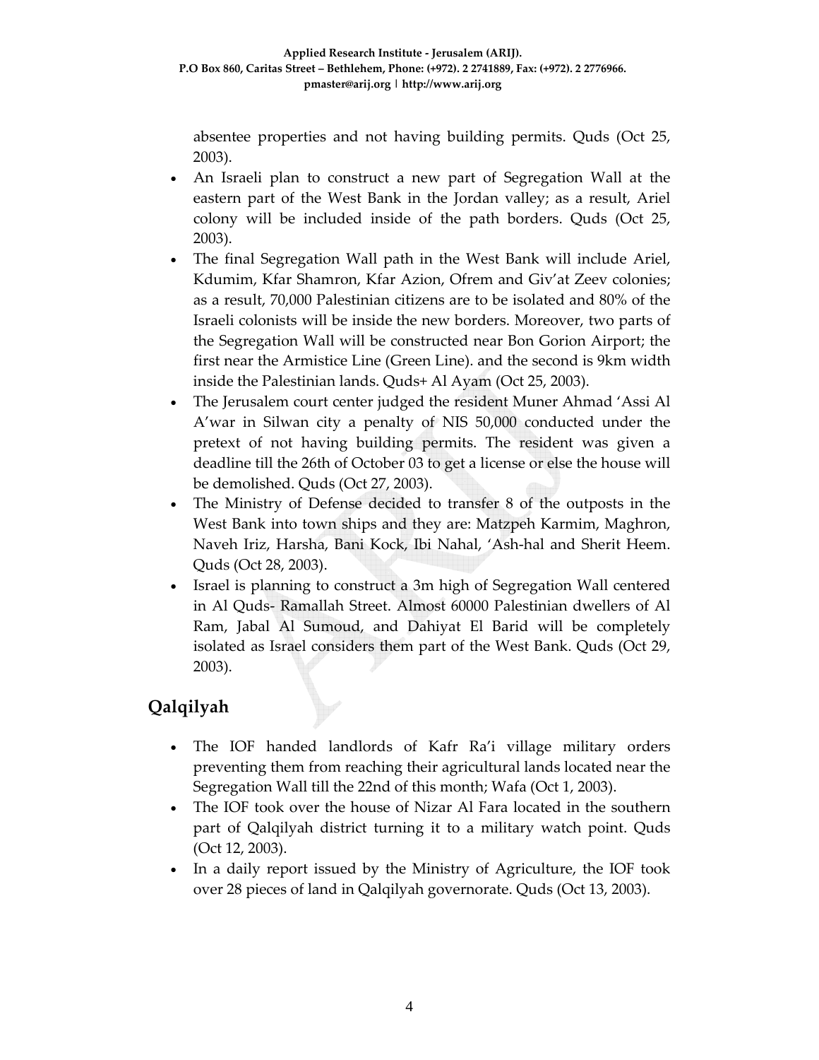absentee properties and not having building permits. Quds (Oct 25, 2003).

- An Israeli plan to construct a new part of Segregation Wall at the eastern part of the West Bank in the Jordan valley; as a result, Ariel colony will be included inside of the path borders. Quds (Oct 25, 2003).
- The final Segregation Wall path in the West Bank will include Ariel, Kdumim, Kfar Shamron, Kfar Azion, Ofrem and Giv'at Zeev colonies; as a result, 70,000 Palestinian citizens are to be isolated and 80% of the Israeli colonists will be inside the new borders. Moreover, two parts of the Segregation Wall will be constructed near Bon Gorion Airport; the first near the Armistice Line (Green Line). and the second is 9km width inside the Palestinian lands. Quds+ Al Ayam (Oct 25, 2003).
- The Jerusalem court center judged the resident Muner Ahmad 'Assi Al A'war in Silwan city a penalty of NIS 50,000 conducted under the pretext of not having building permits. The resident was given a deadline till the 26th of October 03 to get a license or else the house will be demolished. Quds (Oct 27, 2003).
- The Ministry of Defense decided to transfer 8 of the outposts in the West Bank into town ships and they are: Matzpeh Karmim, Maghron, Naveh Iriz, Harsha, Bani Kock, Ibi Nahal, 'Ash-hal and Sherit Heem. Quds (Oct 28, 2003).
- Israel is planning to construct a 3m high of Segregation Wall centered in Al Quds- Ramallah Street. Almost 60000 Palestinian dwellers of Al Ram, Jabal Al Sumoud, and Dahiyat El Barid will be completely isolated as Israel considers them part of the West Bank. Quds (Oct 29, 2003).

## Qalqilyah

- The IOF handed landlords of Kafr Ra'i village military orders preventing them from reaching their agricultural lands located near the Segregation Wall till the 22nd of this month; Wafa (Oct 1, 2003).
- The IOF took over the house of Nizar Al Fara located in the southern part of Qalqilyah district turning it to a military watch point. Quds (Oct 12, 2003).
- In a daily report issued by the Ministry of Agriculture, the IOF took over 28 pieces of land in Qalqilyah governorate. Quds (Oct 13, 2003).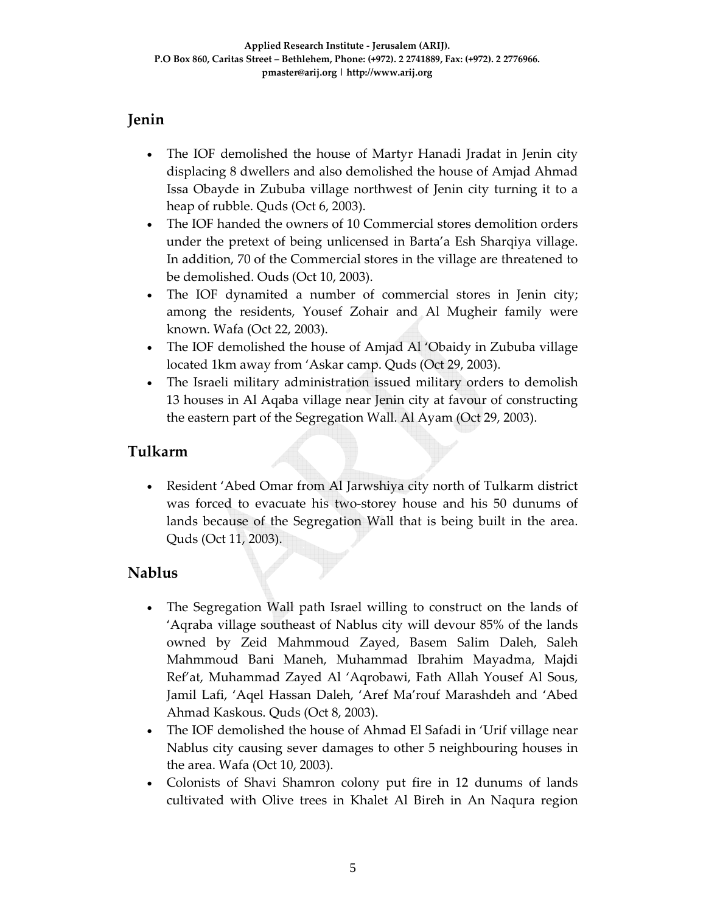## Jenin

- The IOF demolished the house of Martyr Hanadi Jradat in Jenin city displacing 8 dwellers and also demolished the house of Amjad Ahmad Issa Obayde in Zububa village northwest of Jenin city turning it to a heap of rubble. Quds (Oct 6, 2003).
- The IOF handed the owners of 10 Commercial stores demolition orders under the pretext of being unlicensed in Barta'a Esh Sharqiya village. In addition, 70 of the Commercial stores in the village are threatened to be demolished. Ouds (Oct 10, 2003).
- The IOF dynamited a number of commercial stores in Jenin city; among the residents, Yousef Zohair and Al Mugheir family were known. Wafa (Oct 22, 2003).
- The IOF demolished the house of Amjad Al 'Obaidy in Zububa village located 1km away from 'Askar camp. Quds (Oct 29, 2003).
- The Israeli military administration issued military orders to demolish 13 houses in Al Aqaba village near Jenin city at favour of constructing the eastern part of the Segregation Wall. Al Ayam (Oct 29, 2003).

## Tulkarm

- Resident 'Abed Omar from Al Jarwshiya city north of Tulkarm district was forced to evacuate his two-storey house and his 50 dunums of lands because of the Segregation Wall that is being built in the area. Quds (Oct 11, 2003).

## Nablus

- The Segregation Wall path Israel willing to construct on the lands of 'Aqraba village southeast of Nablus city will devour 85% of the lands owned by Zeid Mahmmoud Zayed, Basem Salim Daleh, Saleh Mahmmoud Bani Maneh, Muhammad Ibrahim Mayadma, Majdi Ref'at, Muhammad Zayed Al 'Aqrobawi, Fath Allah Yousef Al Sous, Jamil Lafi, 'Aqel Hassan Daleh, 'Aref Ma'rouf Marashdeh and 'Abed Ahmad Kaskous. Quds (Oct 8, 2003).
- The IOF demolished the house of Ahmad El Safadi in 'Urif village near Nablus city causing sever damages to other 5 neighbouring houses in the area. Wafa (Oct 10, 2003).
- Colonists of Shavi Shamron colony put fire in 12 dunums of lands cultivated with Olive trees in Khalet Al Bireh in An Naqura region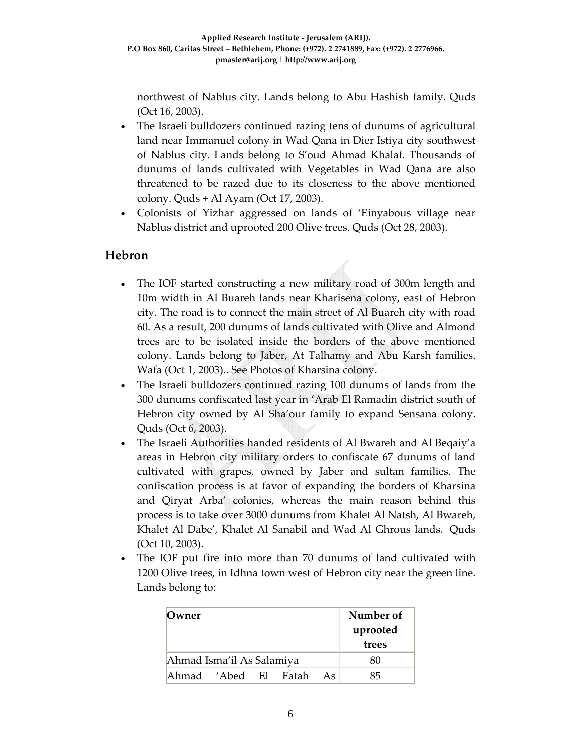northwest of Nablus city. Lands belong to Abu Hashish family. Quds (Oct 16, 2003).

- The Israeli bulldozers continued razing tens of dunums of agricultural land near Immanuel colony in Wad Qana in Dier Istiya city southwest of Nablus city. Lands belong to S'oud Ahmad Khalaf. Thousands of dunums of lands cultivated with Vegetables in Wad Qana are also threatened to be razed due to its closeness to the above mentioned colony. Quds + Al Ayam (Oct 17, 2003).
- Colonists of Yizhar aggressed on lands of 'Einyabous village near Nablus district and uprooted 200 Olive trees. Quds (Oct 28, 2003).

## Hebron

- The IOF started constructing a new military road of 300m length and 10m width in Al Buareh lands near Kharisena colony, east of Hebron city. The road is to connect the main street of Al Buareh city with road 60. As a result, 200 dunums of lands cultivated with Olive and Almond trees are to be isolated inside the borders of the above mentioned colony. Lands belong to Jaber, At Talhamy and Abu Karsh families. Wafa (Oct 1, 2003).. See Photos of Kharsina colony.
- The Israeli bulldozers continued razing 100 dunums of lands from the 300 dunums confiscated last year in 'Arab El Ramadin district south of Hebron city owned by Al Sha'our family to expand Sensana colony. Quds (Oct 6, 2003).
- The Israeli Authorities handed residents of Al Bwareh and Al Beqaiy'a areas in Hebron city military orders to confiscate 67 dunums of land cultivated with grapes, owned by Jaber and sultan families. The confiscation process is at favor of expanding the borders of Kharsina and Qiryat Arba' colonies, whereas the main reason behind this process is to take over 3000 dunums from Khalet Al Natsh, Al Bwareh, Khalet Al Dabe', Khalet Al Sanabil and Wad Al Ghrous lands. Quds (Oct 10, 2003).
- The IOF put fire into more than 70 dunums of land cultivated with 1200 Olive trees, in Idhna town west of Hebron city near the green line. Lands belong to:

| Owner | Number of uprooted trees |
|---|---|
| Ahmad Isma'il As Salamiya | 80 |
| Ahmad 'Abed El Fatah As | 85 |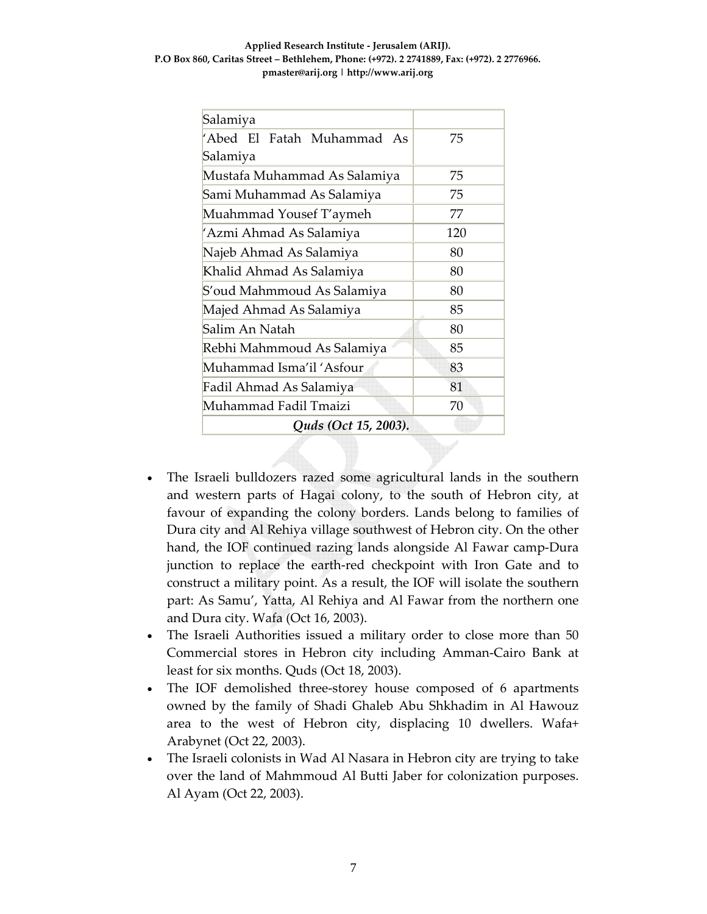| Salamiya | |
|---|---|
| 'Abed El Fatah Muhammad As Salamiya | 75 |
| Mustafa Muhammad As Salamiya | 75 |
| Sami Muhammad As Salamiya | 75 |
| Muahmmad Yousef T'aymeh | 77 |
| 'Azmi Ahmad As Salamiya | 120 |
| Najeb Ahmad As Salamiya | 80 |
| Khalid Ahmad As Salamiya | 80 |
| S'oud Mahmmoud As Salamiya | 80 |
| Majed Ahmad As Salamiya | 85 |
| Salim An Natah | 80 |
| Rebhi Mahmmoud As Salamiya | 85 |
| Muhammad Isma'il 'Asfour | 83 |
| Fadil Ahmad As Salamiya | 81 |
| Muhammad Fadil Tmaizi | 70 |
| ***Quds (Oct 15, 2003).*** | |

- The Israeli bulldozers razed some agricultural lands in the southern and western parts of Hagai colony, to the south of Hebron city, at favour of expanding the colony borders. Lands belong to families of Dura city and Al Rehiya village southwest of Hebron city. On the other hand, the IOF continued razing lands alongside Al Fawar camp-Dura junction to replace the earth-red checkpoint with Iron Gate and to construct a military point. As a result, the IOF will isolate the southern part: As Samu', Yatta, Al Rehiya and Al Fawar from the northern one and Dura city. Wafa (Oct 16, 2003).
- The Israeli Authorities issued a military order to close more than 50 Commercial stores in Hebron city including Amman-Cairo Bank at least for six months. Quds (Oct 18, 2003).
- The IOF demolished three-storey house composed of 6 apartments owned by the family of Shadi Ghaleb Abu Shkhadim in Al Hawouz area to the west of Hebron city, displacing 10 dwellers. Wafa+ Arabynet (Oct 22, 2003).
- The Israeli colonists in Wad Al Nasara in Hebron city are trying to take over the land of Mahmmoud Al Butti Jaber for colonization purposes. Al Ayam (Oct 22, 2003).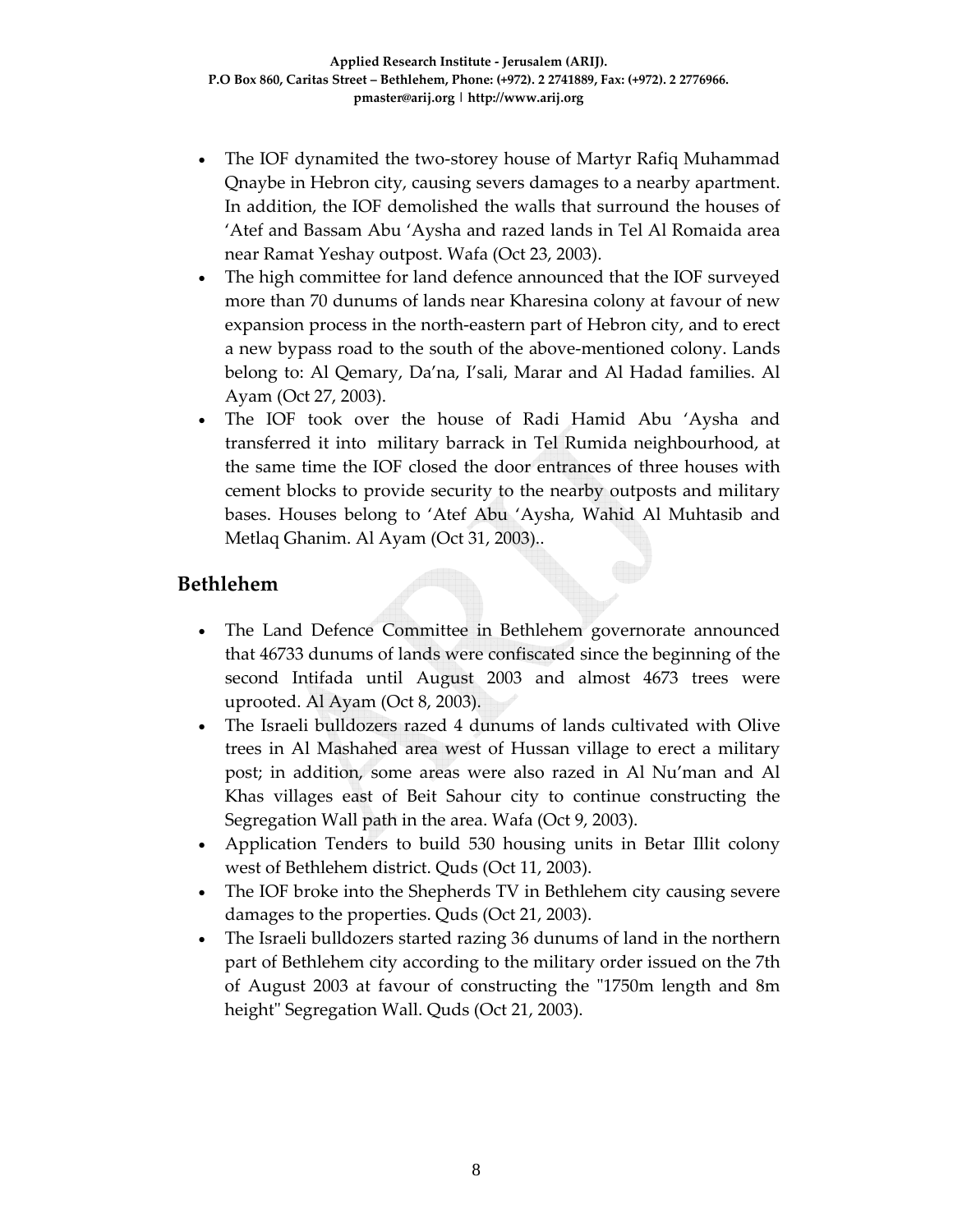- The IOF dynamited the two-storey house of Martyr Rafiq Muhammad Qnaybe in Hebron city, causing severs damages to a nearby apartment. In addition, the IOF demolished the walls that surround the houses of 'Atef and Bassam Abu 'Aysha and razed lands in Tel Al Romaida area near Ramat Yeshay outpost. Wafa (Oct 23, 2003).
- The high committee for land defence announced that the IOF surveyed more than 70 dunums of lands near Kharesina colony at favour of new expansion process in the north-eastern part of Hebron city, and to erect a new bypass road to the south of the above-mentioned colony. Lands belong to: Al Qemary, Da'na, I'sali, Marar and Al Hadad families. Al Ayam (Oct 27, 2003).
- The IOF took over the house of Radi Hamid Abu 'Aysha and transferred it into military barrack in Tel Rumida neighbourhood, at the same time the IOF closed the door entrances of three houses with cement blocks to provide security to the nearby outposts and military bases. Houses belong to 'Atef Abu 'Aysha, Wahid Al Muhtasib and Metlaq Ghanim. Al Ayam (Oct 31, 2003)..

## Bethlehem

- The Land Defence Committee in Bethlehem governorate announced that 46733 dunums of lands were confiscated since the beginning of the second Intifada until August 2003 and almost 4673 trees were uprooted. Al Ayam (Oct 8, 2003).
- The Israeli bulldozers razed 4 dunums of lands cultivated with Olive trees in Al Mashahed area west of Hussan village to erect a military post; in addition, some areas were also razed in Al Nu'man and Al Khas villages east of Beit Sahour city to continue constructing the Segregation Wall path in the area. Wafa (Oct 9, 2003).
- Application Tenders to build 530 housing units in Betar Illit colony west of Bethlehem district. Quds (Oct 11, 2003).
- The IOF broke into the Shepherds TV in Bethlehem city causing severe damages to the properties. Quds (Oct 21, 2003).
- The Israeli bulldozers started razing 36 dunums of land in the northern part of Bethlehem city according to the military order issued on the 7th of August 2003 at favour of constructing the "1750m length and 8m height" Segregation Wall. Quds (Oct 21, 2003).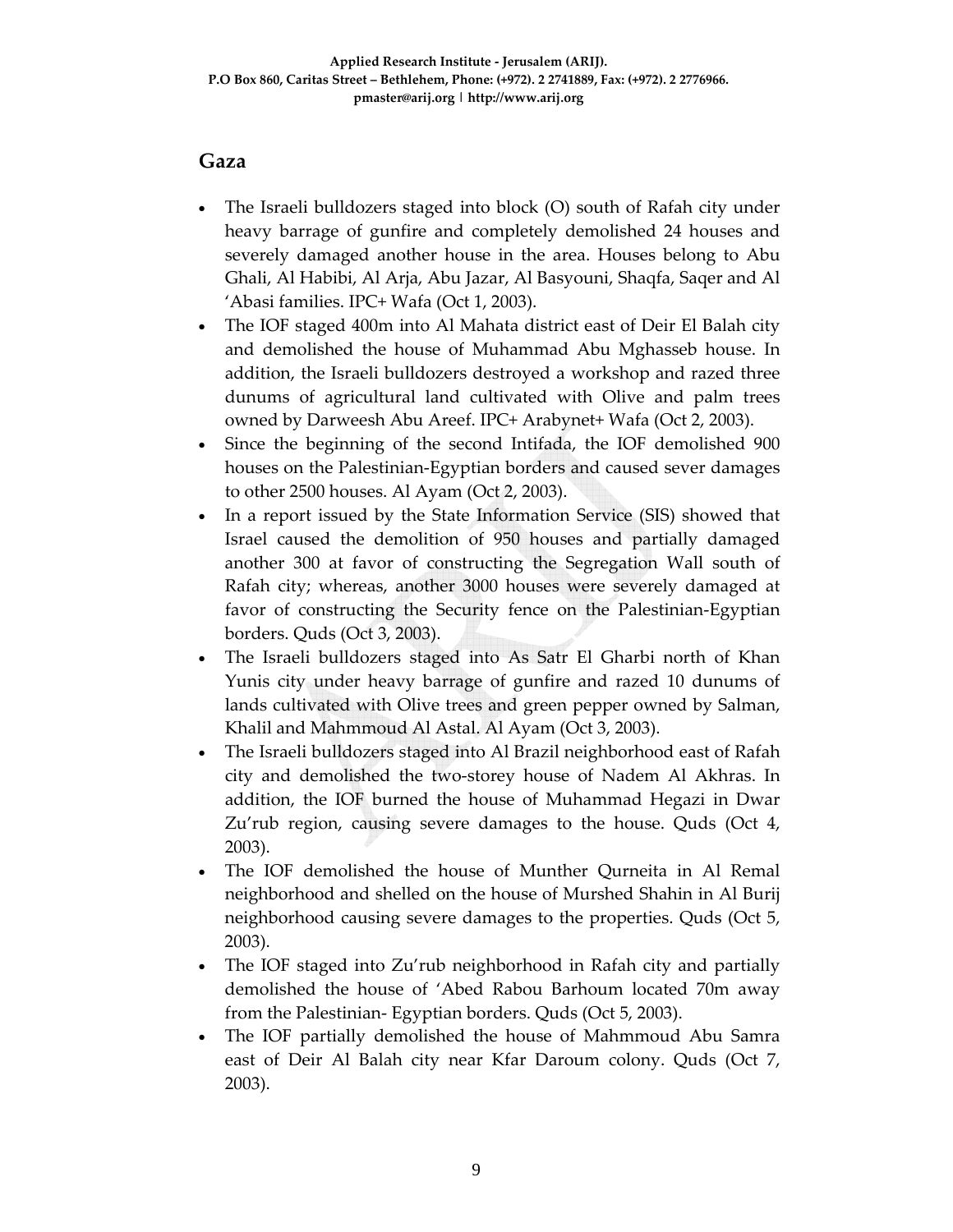## Gaza

- The Israeli bulldozers staged into block (O) south of Rafah city under heavy barrage of gunfire and completely demolished 24 houses and severely damaged another house in the area. Houses belong to Abu Ghali, Al Habibi, Al Arja, Abu Jazar, Al Basyouni, Shaqfa, Saqer and Al 'Abasi families. IPC+ Wafa (Oct 1, 2003).
- The IOF staged 400m into Al Mahata district east of Deir El Balah city and demolished the house of Muhammad Abu Mghasseb house. In addition, the Israeli bulldozers destroyed a workshop and razed three dunums of agricultural land cultivated with Olive and palm trees owned by Darweesh Abu Areef. IPC+ Arabynet+ Wafa (Oct 2, 2003).
- Since the beginning of the second Intifada, the IOF demolished 900 houses on the Palestinian-Egyptian borders and caused sever damages to other 2500 houses. Al Ayam (Oct 2, 2003).
- In a report issued by the State Information Service (SIS) showed that Israel caused the demolition of 950 houses and partially damaged another 300 at favor of constructing the Segregation Wall south of Rafah city; whereas, another 3000 houses were severely damaged at favor of constructing the Security fence on the Palestinian-Egyptian borders. Quds (Oct 3, 2003).
- The Israeli bulldozers staged into As Satr El Gharbi north of Khan Yunis city under heavy barrage of gunfire and razed 10 dunums of lands cultivated with Olive trees and green pepper owned by Salman, Khalil and Mahmmoud Al Astal. Al Ayam (Oct 3, 2003).
- The Israeli bulldozers staged into Al Brazil neighborhood east of Rafah city and demolished the two-storey house of Nadem Al Akhras. In addition, the IOF burned the house of Muhammad Hegazi in Dwar Zu'rub region, causing severe damages to the house. Quds (Oct 4, 2003).
- The IOF demolished the house of Munther Qurneita in Al Remal neighborhood and shelled on the house of Murshed Shahin in Al Burij neighborhood causing severe damages to the properties. Quds (Oct 5, 2003).
- The IOF staged into Zu'rub neighborhood in Rafah city and partially demolished the house of 'Abed Rabou Barhoum located 70m away from the Palestinian- Egyptian borders. Quds (Oct 5, 2003).
- The IOF partially demolished the house of Mahmmoud Abu Samra east of Deir Al Balah city near Kfar Daroum colony. Quds (Oct 7, 2003).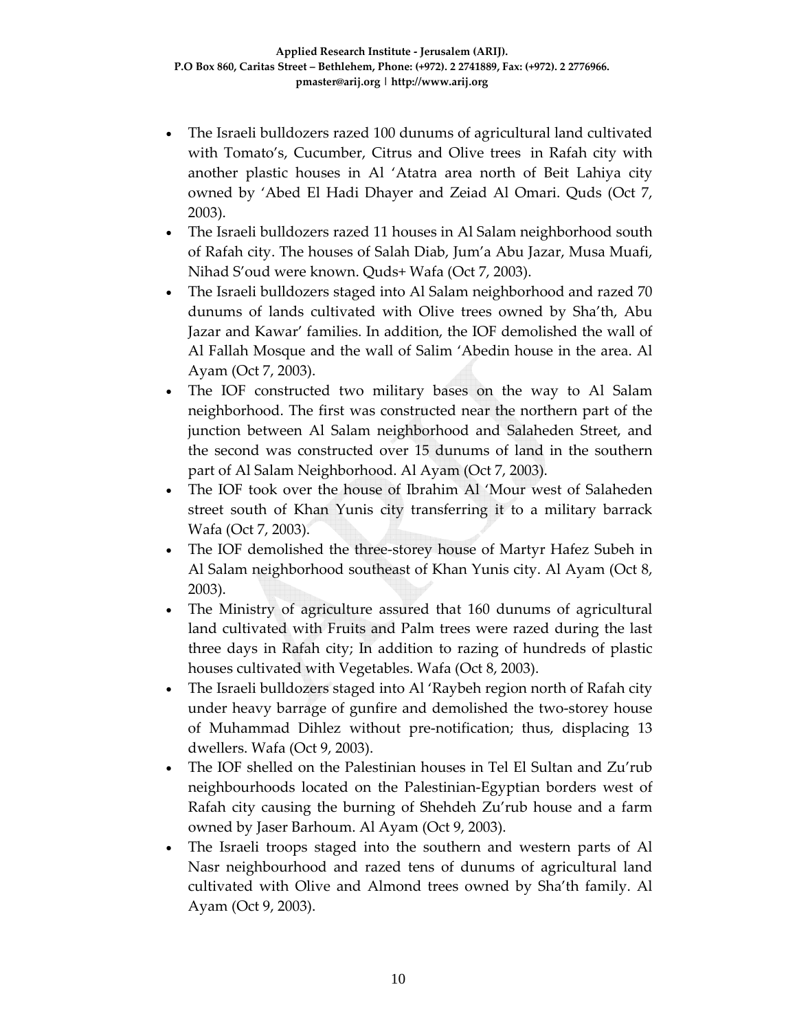- The Israeli bulldozers razed 100 dunums of agricultural land cultivated with Tomato's, Cucumber, Citrus and Olive trees in Rafah city with another plastic houses in Al 'Atatra area north of Beit Lahiya city owned by 'Abed El Hadi Dhayer and Zeiad Al Omari. Quds (Oct 7, 2003).
- The Israeli bulldozers razed 11 houses in Al Salam neighborhood south of Rafah city. The houses of Salah Diab, Jum'a Abu Jazar, Musa Muafi, Nihad S'oud were known. Quds+ Wafa (Oct 7, 2003).
- The Israeli bulldozers staged into Al Salam neighborhood and razed 70 dunums of lands cultivated with Olive trees owned by Sha'th, Abu Jazar and Kawar' families. In addition, the IOF demolished the wall of Al Fallah Mosque and the wall of Salim 'Abedin house in the area. Al Ayam (Oct 7, 2003).
- The IOF constructed two military bases on the way to Al Salam neighborhood. The first was constructed near the northern part of the junction between Al Salam neighborhood and Salaheden Street, and the second was constructed over 15 dunums of land in the southern part of Al Salam Neighborhood. Al Ayam (Oct 7, 2003).
- The IOF took over the house of Ibrahim Al 'Mour west of Salaheden street south of Khan Yunis city transferring it to a military barrack Wafa (Oct 7, 2003).
- The IOF demolished the three-storey house of Martyr Hafez Subeh in Al Salam neighborhood southeast of Khan Yunis city. Al Ayam (Oct 8, 2003).
- The Ministry of agriculture assured that 160 dunums of agricultural land cultivated with Fruits and Palm trees were razed during the last three days in Rafah city; In addition to razing of hundreds of plastic houses cultivated with Vegetables. Wafa (Oct 8, 2003).
- The Israeli bulldozers staged into Al 'Raybeh region north of Rafah city under heavy barrage of gunfire and demolished the two-storey house of Muhammad Dihlez without pre-notification; thus, displacing 13 dwellers. Wafa (Oct 9, 2003).
- The IOF shelled on the Palestinian houses in Tel El Sultan and Zu'rub neighbourhoods located on the Palestinian-Egyptian borders west of Rafah city causing the burning of Shehdeh Zu'rub house and a farm owned by Jaser Barhoum. Al Ayam (Oct 9, 2003).
- The Israeli troops staged into the southern and western parts of Al Nasr neighbourhood and razed tens of dunums of agricultural land cultivated with Olive and Almond trees owned by Sha'th family. Al Ayam (Oct 9, 2003).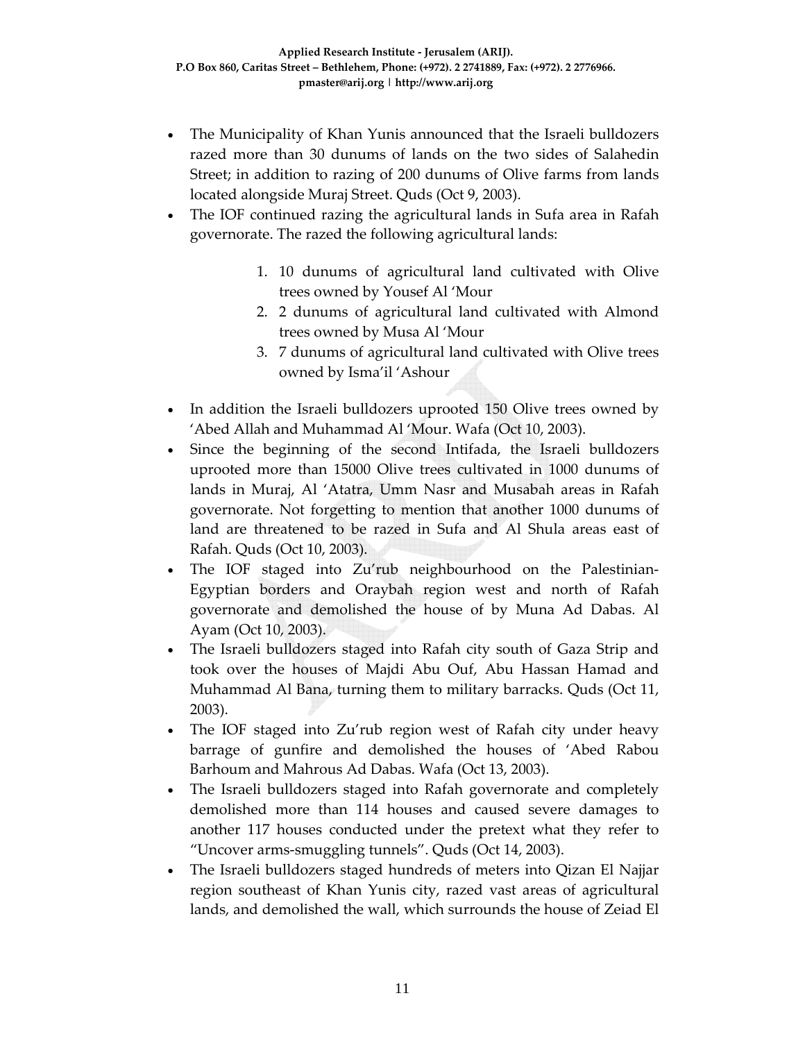- The Municipality of Khan Yunis announced that the Israeli bulldozers razed more than 30 dunums of lands on the two sides of Salahedin Street; in addition to razing of 200 dunums of Olive farms from lands located alongside Muraj Street. Quds (Oct 9, 2003).
- The IOF continued razing the agricultural lands in Sufa area in Rafah governorate. The razed the following agricultural lands:

    1. 10 dunums of agricultural land cultivated with Olive trees owned by Yousef Al 'Mour
    2. 2 dunums of agricultural land cultivated with Almond trees owned by Musa Al 'Mour
    3. 7 dunums of agricultural land cultivated with Olive trees owned by Isma'il 'Ashour

- In addition the Israeli bulldozers uprooted 150 Olive trees owned by 'Abed Allah and Muhammad Al 'Mour. Wafa (Oct 10, 2003).
- Since the beginning of the second Intifada, the Israeli bulldozers uprooted more than 15000 Olive trees cultivated in 1000 dunums of lands in Muraj, Al 'Atatra, Umm Nasr and Musabah areas in Rafah governorate. Not forgetting to mention that another 1000 dunums of land are threatened to be razed in Sufa and Al Shula areas east of Rafah. Quds (Oct 10, 2003).
- The IOF staged into Zu'rub neighbourhood on the Palestinian-Egyptian borders and Oraybah region west and north of Rafah governorate and demolished the house of by Muna Ad Dabas. Al Ayam (Oct 10, 2003).
- The Israeli bulldozers staged into Rafah city south of Gaza Strip and took over the houses of Majdi Abu Ouf, Abu Hassan Hamad and Muhammad Al Bana, turning them to military barracks. Quds (Oct 11, 2003).
- The IOF staged into Zu'rub region west of Rafah city under heavy barrage of gunfire and demolished the houses of 'Abed Rabou Barhoum and Mahrous Ad Dabas. Wafa (Oct 13, 2003).
- The Israeli bulldozers staged into Rafah governorate and completely demolished more than 114 houses and caused severe damages to another 117 houses conducted under the pretext what they refer to "Uncover arms-smuggling tunnels". Quds (Oct 14, 2003).
- The Israeli bulldozers staged hundreds of meters into Qizan El Najjar region southeast of Khan Yunis city, razed vast areas of agricultural lands, and demolished the wall, which surrounds the house of Zeiad El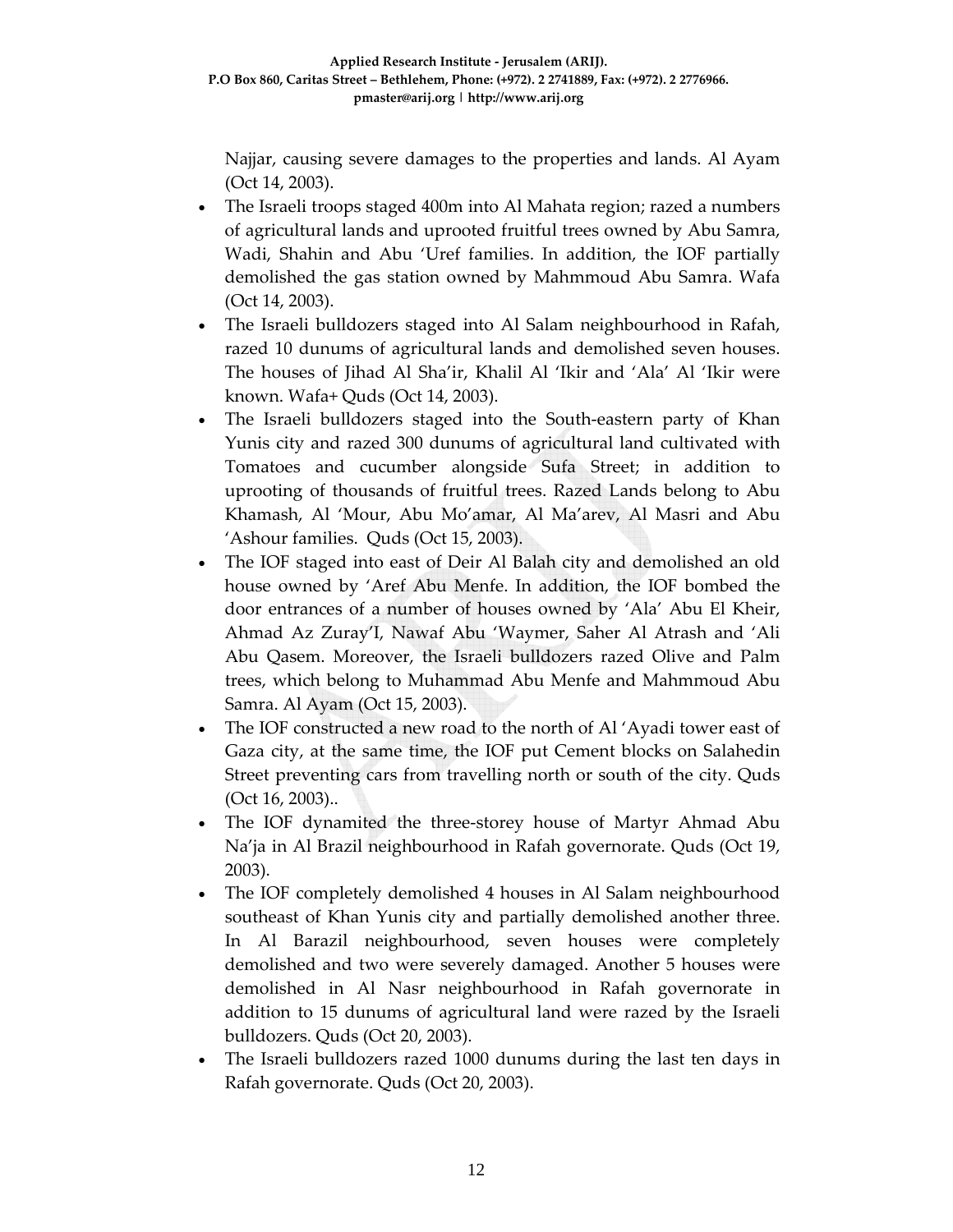Najjar, causing severe damages to the properties and lands. Al Ayam (Oct 14, 2003).

- The Israeli troops staged 400m into Al Mahata region; razed a numbers of agricultural lands and uprooted fruitful trees owned by Abu Samra, Wadi, Shahin and Abu 'Uref families. In addition, the IOF partially demolished the gas station owned by Mahmmoud Abu Samra. Wafa (Oct 14, 2003).
- The Israeli bulldozers staged into Al Salam neighbourhood in Rafah, razed 10 dunums of agricultural lands and demolished seven houses. The houses of Jihad Al Sha'ir, Khalil Al 'Ikir and 'Ala' Al 'Ikir were known. Wafa+ Quds (Oct 14, 2003).
- The Israeli bulldozers staged into the South-eastern party of Khan Yunis city and razed 300 dunums of agricultural land cultivated with Tomatoes and cucumber alongside Sufa Street; in addition to uprooting of thousands of fruitful trees. Razed Lands belong to Abu Khamash, Al 'Mour, Abu Mo'amar, Al Ma'arev, Al Masri and Abu 'Ashour families. Quds (Oct 15, 2003).
- The IOF staged into east of Deir Al Balah city and demolished an old house owned by 'Aref Abu Menfe. In addition, the IOF bombed the door entrances of a number of houses owned by 'Ala' Abu El Kheir, Ahmad Az Zuray'I, Nawaf Abu 'Waymer, Saher Al Atrash and 'Ali Abu Qasem. Moreover, the Israeli bulldozers razed Olive and Palm trees, which belong to Muhammad Abu Menfe and Mahmmoud Abu Samra. Al Ayam (Oct 15, 2003).
- The IOF constructed a new road to the north of Al 'Ayadi tower east of Gaza city, at the same time, the IOF put Cement blocks on Salahedin Street preventing cars from travelling north or south of the city. Quds (Oct 16, 2003)..
- The IOF dynamited the three-storey house of Martyr Ahmad Abu Na'ja in Al Brazil neighbourhood in Rafah governorate. Quds (Oct 19, 2003).
- The IOF completely demolished 4 houses in Al Salam neighbourhood southeast of Khan Yunis city and partially demolished another three. In Al Barazil neighbourhood, seven houses were completely demolished and two were severely damaged. Another 5 houses were demolished in Al Nasr neighbourhood in Rafah governorate in addition to 15 dunums of agricultural land were razed by the Israeli bulldozers. Quds (Oct 20, 2003).
- The Israeli bulldozers razed 1000 dunums during the last ten days in Rafah governorate. Quds (Oct 20, 2003).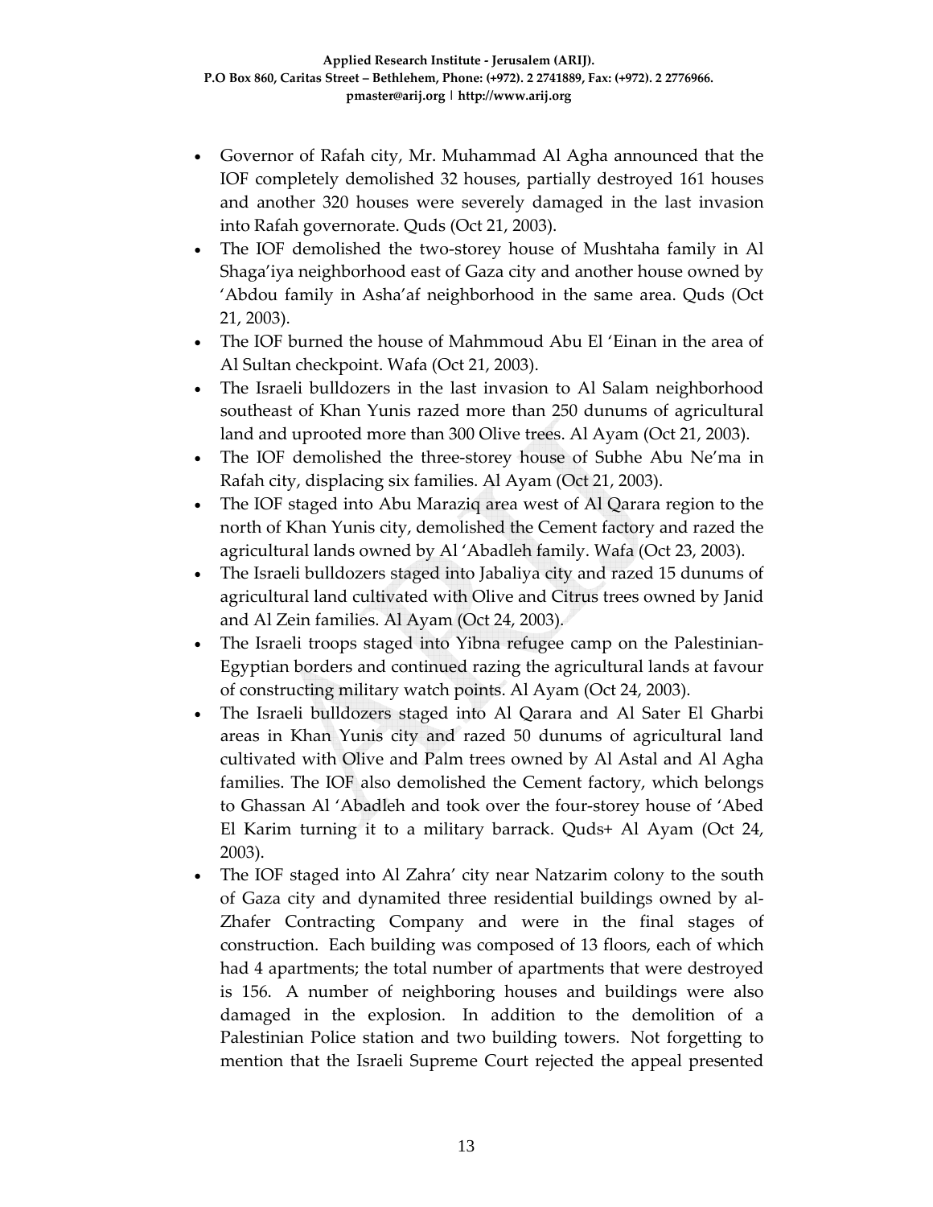- Governor of Rafah city, Mr. Muhammad Al Agha announced that the IOF completely demolished 32 houses, partially destroyed 161 houses and another 320 houses were severely damaged in the last invasion into Rafah governorate. Quds (Oct 21, 2003).
- The IOF demolished the two-storey house of Mushtaha family in Al Shaga'iya neighborhood east of Gaza city and another house owned by 'Abdou family in Asha'af neighborhood in the same area. Quds (Oct 21, 2003).
- The IOF burned the house of Mahmmoud Abu El 'Einan in the area of Al Sultan checkpoint. Wafa (Oct 21, 2003).
- The Israeli bulldozers in the last invasion to Al Salam neighborhood southeast of Khan Yunis razed more than 250 dunums of agricultural land and uprooted more than 300 Olive trees. Al Ayam (Oct 21, 2003).
- The IOF demolished the three-storey house of Subhe Abu Ne'ma in Rafah city, displacing six families. Al Ayam (Oct 21, 2003).
- The IOF staged into Abu Maraziq area west of Al Qarara region to the north of Khan Yunis city, demolished the Cement factory and razed the agricultural lands owned by Al 'Abadleh family. Wafa (Oct 23, 2003).
- The Israeli bulldozers staged into Jabaliya city and razed 15 dunums of agricultural land cultivated with Olive and Citrus trees owned by Janid and Al Zein families. Al Ayam (Oct 24, 2003).
- The Israeli troops staged into Yibna refugee camp on the Palestinian-Egyptian borders and continued razing the agricultural lands at favour of constructing military watch points. Al Ayam (Oct 24, 2003).
- The Israeli bulldozers staged into Al Qarara and Al Sater El Gharbi areas in Khan Yunis city and razed 50 dunums of agricultural land cultivated with Olive and Palm trees owned by Al Astal and Al Agha families. The IOF also demolished the Cement factory, which belongs to Ghassan Al 'Abadleh and took over the four-storey house of 'Abed El Karim turning it to a military barrack. Quds+ Al Ayam (Oct 24, 2003).
- The IOF staged into Al Zahra' city near Natzarim colony to the south of Gaza city and dynamited three residential buildings owned by al-Zhafer Contracting Company and were in the final stages of construction. Each building was composed of 13 floors, each of which had 4 apartments; the total number of apartments that were destroyed is 156. A number of neighboring houses and buildings were also damaged in the explosion. In addition to the demolition of a Palestinian Police station and two building towers. Not forgetting to mention that the Israeli Supreme Court rejected the appeal presented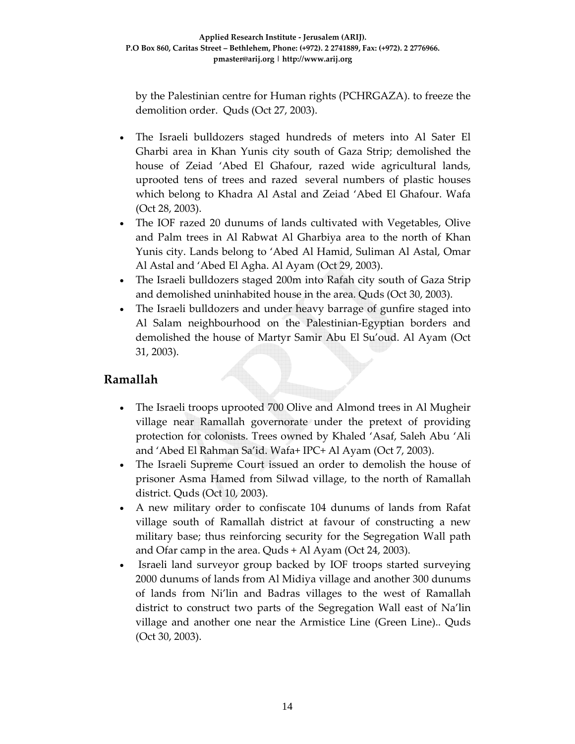by the Palestinian centre for Human rights (PCHRGAZA). to freeze the demolition order. Quds (Oct 27, 2003).

- The Israeli bulldozers staged hundreds of meters into Al Sater El Gharbi area in Khan Yunis city south of Gaza Strip; demolished the house of Zeiad 'Abed El Ghafour, razed wide agricultural lands, uprooted tens of trees and razed several numbers of plastic houses which belong to Khadra Al Astal and Zeiad 'Abed El Ghafour. Wafa (Oct 28, 2003).
- The IOF razed 20 dunums of lands cultivated with Vegetables, Olive and Palm trees in Al Rabwat Al Gharbiya area to the north of Khan Yunis city. Lands belong to 'Abed Al Hamid, Suliman Al Astal, Omar Al Astal and 'Abed El Agha. Al Ayam (Oct 29, 2003).
- The Israeli bulldozers staged 200m into Rafah city south of Gaza Strip and demolished uninhabited house in the area. Quds (Oct 30, 2003).
- The Israeli bulldozers and under heavy barrage of gunfire staged into Al Salam neighbourhood on the Palestinian-Egyptian borders and demolished the house of Martyr Samir Abu El Su'oud. Al Ayam (Oct 31, 2003).

## Ramallah

- The Israeli troops uprooted 700 Olive and Almond trees in Al Mugheir village near Ramallah governorate under the pretext of providing protection for colonists. Trees owned by Khaled 'Asaf, Saleh Abu 'Ali and 'Abed El Rahman Sa'id. Wafa+ IPC+ Al Ayam (Oct 7, 2003).
- The Israeli Supreme Court issued an order to demolish the house of prisoner Asma Hamed from Silwad village, to the north of Ramallah district. Quds (Oct 10, 2003).
- A new military order to confiscate 104 dunums of lands from Rafat village south of Ramallah district at favour of constructing a new military base; thus reinforcing security for the Segregation Wall path and Ofar camp in the area. Quds + Al Ayam (Oct 24, 2003).
- Israeli land surveyor group backed by IOF troops started surveying 2000 dunums of lands from Al Midiya village and another 300 dunums of lands from Ni'lin and Badras villages to the west of Ramallah district to construct two parts of the Segregation Wall east of Na'lin village and another one near the Armistice Line (Green Line).. Quds (Oct 30, 2003).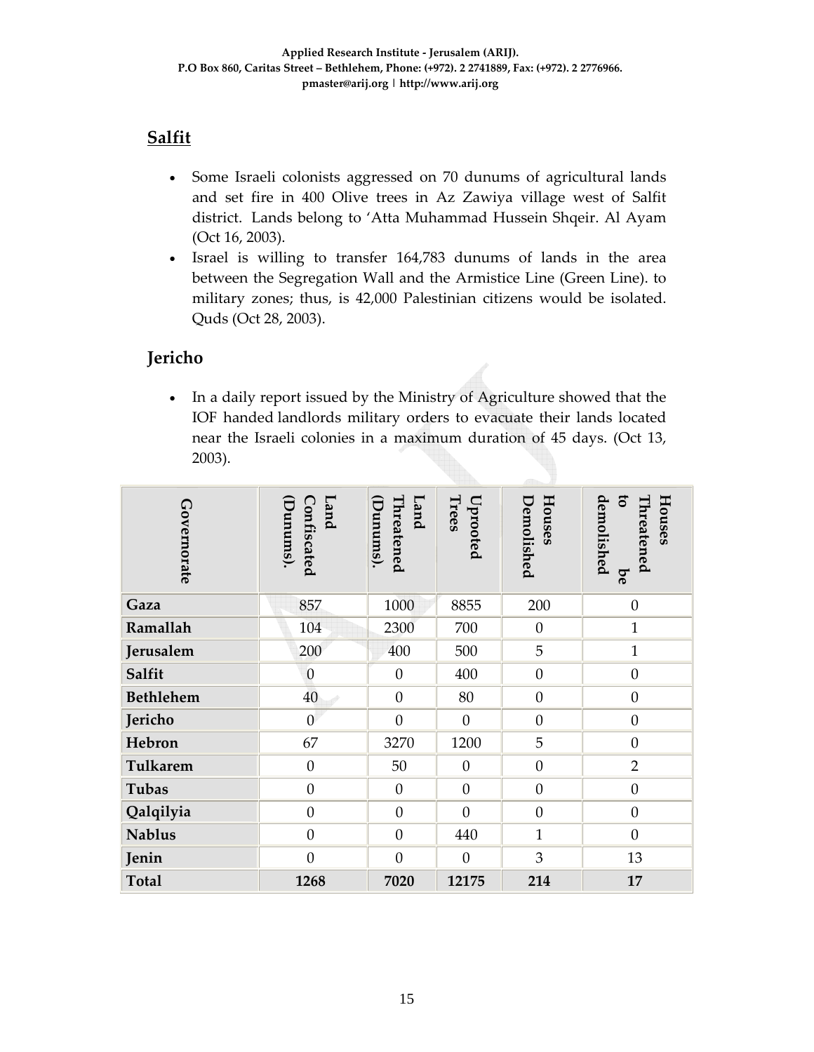## Salfit

- Some Israeli colonists aggressed on 70 dunums of agricultural lands and set fire in 400 Olive trees in Az Zawiya village west of Salfit district. Lands belong to 'Atta Muhammad Hussein Shqeir. Al Ayam (Oct 16, 2003).
- Israel is willing to transfer 164,783 dunums of lands in the area between the Segregation Wall and the Armistice Line (Green Line). to military zones; thus, is 42,000 Palestinian citizens would be isolated. Quds (Oct 28, 2003).

## Jericho

- In a daily report issued by the Ministry of Agriculture showed that the IOF handed landlords military orders to evacuate their lands located near the Israeli colonies in a maximum duration of 45 days. (Oct 13, 2003).

| Governorate | Land Confiscated (Dunums). | Land Threatened (Dunums). | Uprooted Trees | Houses Demolished | Houses Threatened to be demolished |
|---|---|---|---|---|---|
| **Gaza** | 857 | 1000 | 8855 | 200 | 0 |
| **Ramallah** | 104 | 2300 | 700 | 0 | 1 |
| **Jerusalem** | 200 | 400 | 500 | 5 | 1 |
| **Salfit** | 0 | 0 | 400 | 0 | 0 |
| **Bethlehem** | 40 | 0 | 80 | 0 | 0 |
| **Jericho** | 0 | 0 | 0 | 0 | 0 |
| **Hebron** | 67 | 3270 | 1200 | 5 | 0 |
| **Tulkarem** | 0 | 50 | 0 | 0 | 2 |
| **Tubas** | 0 | 0 | 0 | 0 | 0 |
| **Qalqilyia** | 0 | 0 | 0 | 0 | 0 |
| **Nablus** | 0 | 0 | 440 | 1 | 0 |
| **Jenin** | 0 | 0 | 0 | 3 | 13 |
| **Total** | **1268** | **7020** | **12175** | **214** | **17** |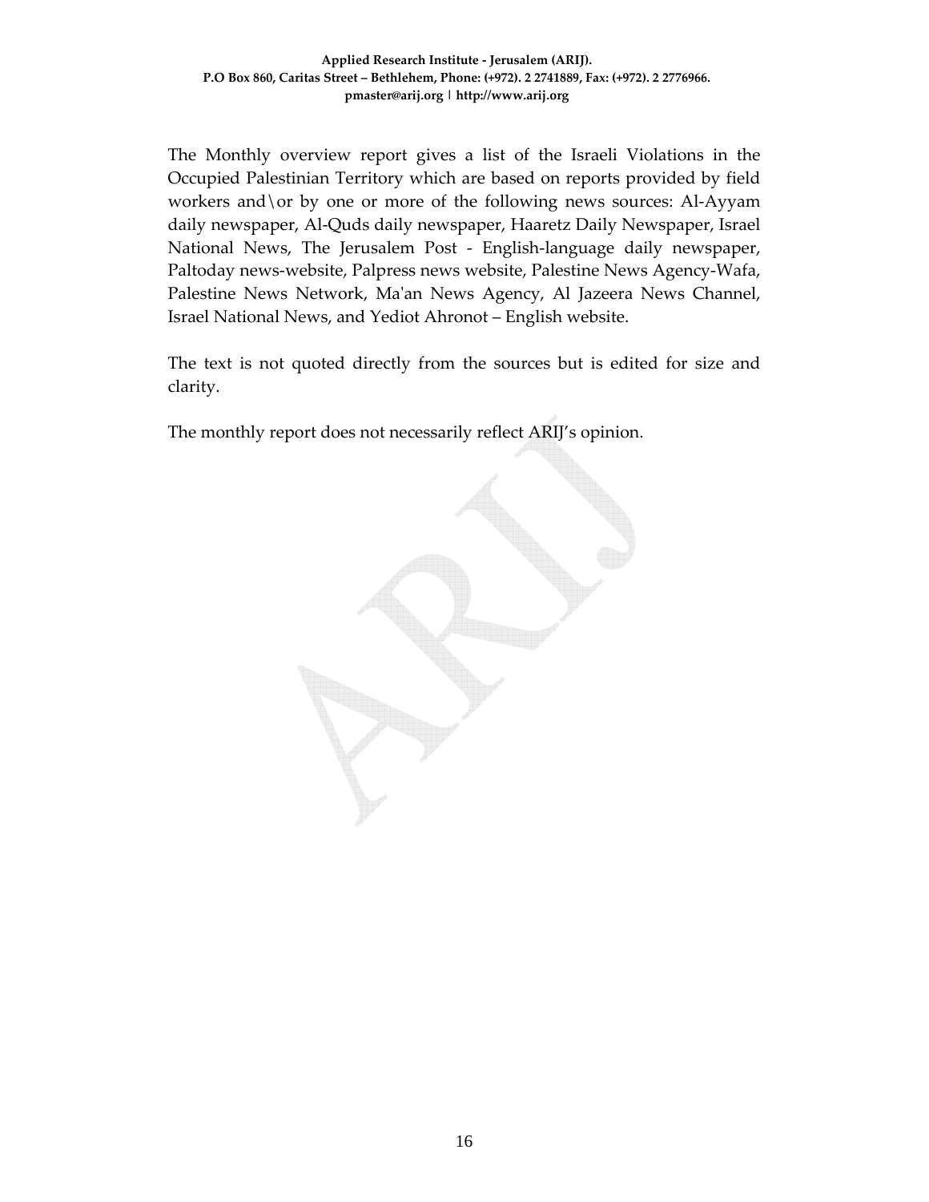The Monthly overview report gives a list of the Israeli Violations in the Occupied Palestinian Territory which are based on reports provided by field workers and\or by one or more of the following news sources: Al-Ayyam daily newspaper, Al-Quds daily newspaper, Haaretz Daily Newspaper, Israel National News, The Jerusalem Post - English-language daily newspaper, Paltoday news-website, Palpress news website, Palestine News Agency-Wafa, Palestine News Network, Ma'an News Agency, Al Jazeera News Channel, Israel National News, and Yediot Ahronot – English website.

The text is not quoted directly from the sources but is edited for size and clarity.

The monthly report does not necessarily reflect ARIJ's opinion.